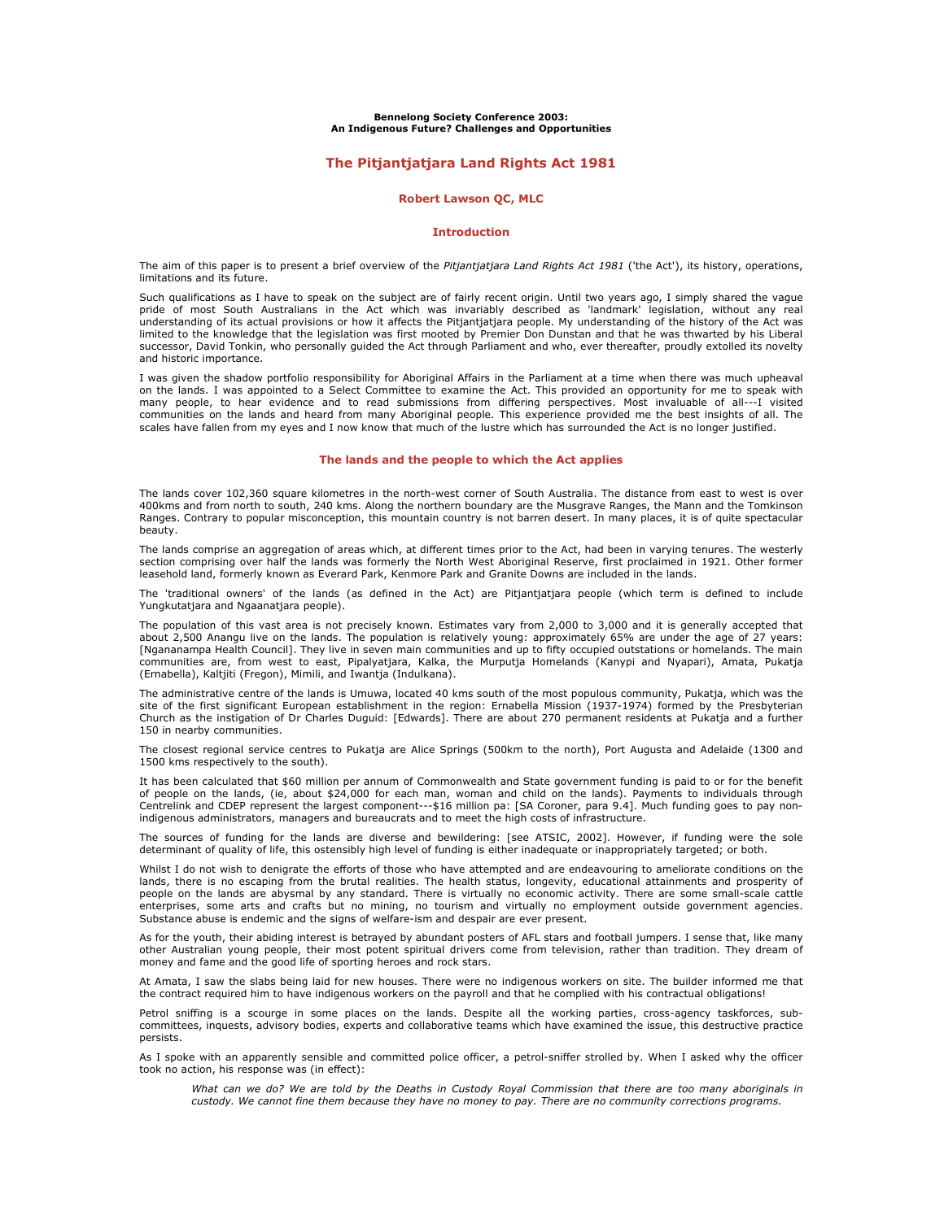**Bennelong Society Conference 2003:**
**An Indigenous Future? Challenges and Opportunities**

# The Pitjantjatjara Land Rights Act 1981

### Robert Lawson QC, MLC

## Introduction

The aim of this paper is to present a brief overview of the *Pitjantjatjara Land Rights Act 1981* ('the Act'), its history, operations, limitations and its future.

Such qualifications as I have to speak on the subject are of fairly recent origin. Until two years ago, I simply shared the vague pride of most South Australians in the Act which was invariably described as 'landmark' legislation, without any real understanding of its actual provisions or how it affects the Pitjantjatjara people. My understanding of the history of the Act was limited to the knowledge that the legislation was first mooted by Premier Don Dunstan and that he was thwarted by his Liberal successor, David Tonkin, who personally guided the Act through Parliament and who, ever thereafter, proudly extolled its novelty and historic importance.

I was given the shadow portfolio responsibility for Aboriginal Affairs in the Parliament at a time when there was much upheaval on the lands. I was appointed to a Select Committee to examine the Act. This provided an opportunity for me to speak with many people, to hear evidence and to read submissions from differing perspectives. Most invaluable of all---I visited communities on the lands and heard from many Aboriginal people. This experience provided me the best insights of all. The scales have fallen from my eyes and I now know that much of the lustre which has surrounded the Act is no longer justified.

## The lands and the people to which the Act applies

The lands cover 102,360 square kilometres in the north-west corner of South Australia. The distance from east to west is over 400kms and from north to south, 240 kms. Along the northern boundary are the Musgrave Ranges, the Mann and the Tomkinson Ranges. Contrary to popular misconception, this mountain country is not barren desert. In many places, it is of quite spectacular beauty.

The lands comprise an aggregation of areas which, at different times prior to the Act, had been in varying tenures. The westerly section comprising over half the lands was formerly the North West Aboriginal Reserve, first proclaimed in 1921. Other former leasehold land, formerly known as Everard Park, Kenmore Park and Granite Downs are included in the lands.

The 'traditional owners' of the lands (as defined in the Act) are Pitjantjatjara people (which term is defined to include Yungkutatjara and Ngaanatjara people).

The population of this vast area is not precisely known. Estimates vary from 2,000 to 3,000 and it is generally accepted that about 2,500 Anangu live on the lands. The population is relatively young: approximately 65% are under the age of 27 years: [Ngananampa Health Council]. They live in seven main communities and up to fifty occupied outstations or homelands. The main communities are, from west to east, Pipalyatjara, Kalka, the Murputja Homelands (Kanypi and Nyapari), Amata, Pukatja (Ernabella), Kaltjiti (Fregon), Mimili, and Iwantja (Indulkana).

The administrative centre of the lands is Umuwa, located 40 kms south of the most populous community, Pukatja, which was the site of the first significant European establishment in the region: Ernabella Mission (1937-1974) formed by the Presbyterian Church as the instigation of Dr Charles Duguid: [Edwards]. There are about 270 permanent residents at Pukatja and a further 150 in nearby communities.

The closest regional service centres to Pukatja are Alice Springs (500km to the north), Port Augusta and Adelaide (1300 and 1500 kms respectively to the south).

It has been calculated that $60 million per annum of Commonwealth and State government funding is paid to or for the benefit of people on the lands, (ie, about $24,000 for each man, woman and child on the lands). Payments to individuals through Centrelink and CDEP represent the largest component---$16 million pa: [SA Coroner, para 9.4]. Much funding goes to pay non-indigenous administrators, managers and bureaucrats and to meet the high costs of infrastructure.

The sources of funding for the lands are diverse and bewildering: [see ATSIC, 2002]. However, if funding were the sole determinant of quality of life, this ostensibly high level of funding is either inadequate or inappropriately targeted; or both.

Whilst I do not wish to denigrate the efforts of those who have attempted and are endeavouring to ameliorate conditions on the lands, there is no escaping from the brutal realities. The health status, longevity, educational attainments and prosperity of people on the lands are abysmal by any standard. There is virtually no economic activity. There are some small-scale cattle enterprises, some arts and crafts but no mining, no tourism and virtually no employment outside government agencies. Substance abuse is endemic and the signs of welfare-ism and despair are ever present.

As for the youth, their abiding interest is betrayed by abundant posters of AFL stars and football jumpers. I sense that, like many other Australian young people, their most potent spiritual drivers come from television, rather than tradition. They dream of money and fame and the good life of sporting heroes and rock stars.

At Amata, I saw the slabs being laid for new houses. There were no indigenous workers on site. The builder informed me that the contract required him to have indigenous workers on the payroll and that he complied with his contractual obligations!

Petrol sniffing is a scourge in some places on the lands. Despite all the working parties, cross-agency taskforces, sub-committees, inquests, advisory bodies, experts and collaborative teams which have examined the issue, this destructive practice persists.

As I spoke with an apparently sensible and committed police officer, a petrol-sniffer strolled by. When I asked why the officer took no action, his response was (in effect):

> *What can we do? We are told by the Deaths in Custody Royal Commission that there are too many aboriginals in custody. We cannot fine them because they have no money to pay. There are no community corrections programs.*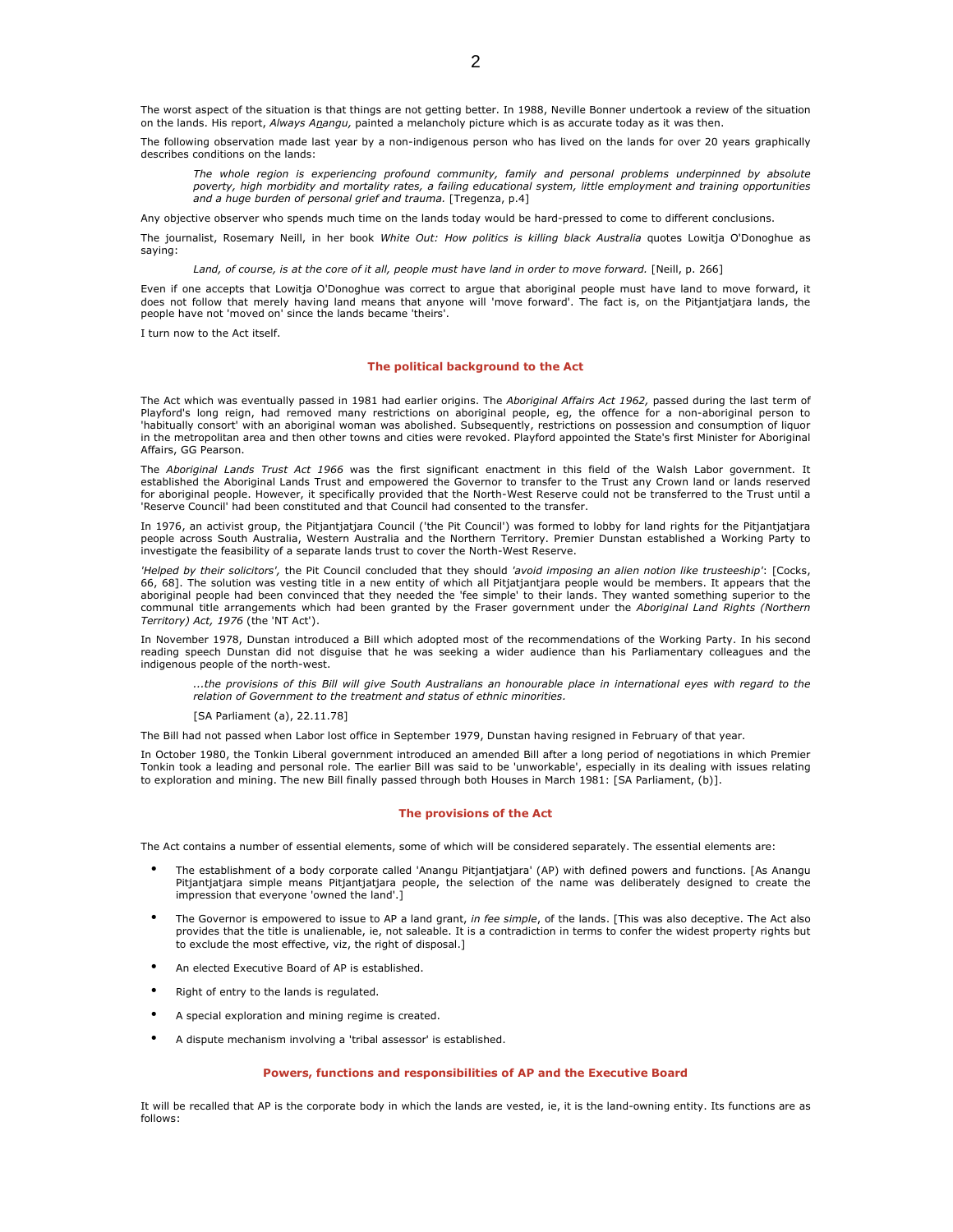The worst aspect of the situation is that things are not getting better. In 1988, Neville Bonner undertook a review of the situation on the lands. His report, *Always Anangu,* painted a melancholy picture which is as accurate today as it was then.

The following observation made last year by a non-indigenous person who has lived on the lands for over 20 years graphically describes conditions on the lands:

> *The whole region is experiencing profound community, family and personal problems underpinned by absolute poverty, high morbidity and mortality rates, a failing educational system, little employment and training opportunities and a huge burden of personal grief and trauma.* [Tregenza, p.4]

Any objective observer who spends much time on the lands today would be hard-pressed to come to different conclusions.

The journalist, Rosemary Neill, in her book *White Out: How politics is killing black Australia* quotes Lowitja O'Donoghue as saying:

> *Land, of course, is at the core of it all, people must have land in order to move forward.* [Neill, p. 266]

Even if one accepts that Lowitja O'Donoghue was correct to argue that aboriginal people must have land to move forward, it does not follow that merely having land means that anyone will 'move forward'. The fact is, on the Pitjantjatjara lands, the people have not 'moved on' since the lands became 'theirs'.

I turn now to the Act itself.

## The political background to the Act

The Act which was eventually passed in 1981 had earlier origins. The *Aboriginal Affairs Act 1962,* passed during the last term of Playford's long reign, had removed many restrictions on aboriginal people, eg, the offence for a non-aboriginal person to 'habitually consort' with an aboriginal woman was abolished. Subsequently, restrictions on possession and consumption of liquor in the metropolitan area and then other towns and cities were revoked. Playford appointed the State's first Minister for Aboriginal Affairs, GG Pearson.

The *Aboriginal Lands Trust Act 1966* was the first significant enactment in this field of the Walsh Labor government. It established the Aboriginal Lands Trust and empowered the Governor to transfer to the Trust any Crown land or lands reserved for aboriginal people. However, it specifically provided that the North-West Reserve could not be transferred to the Trust until a 'Reserve Council' had been constituted and that Council had consented to the transfer.

In 1976, an activist group, the Pitjantjatjara Council ('the Pit Council') was formed to lobby for land rights for the Pitjantjatjara people across South Australia, Western Australia and the Northern Territory. Premier Dunstan established a Working Party to investigate the feasibility of a separate lands trust to cover the North-West Reserve.

*'Helped by their solicitors',* the Pit Council concluded that they should *'avoid imposing an alien notion like trusteeship'*: [Cocks, 66, 68]. The solution was vesting title in a new entity of which all Pitjatjantjara people would be members. It appears that the aboriginal people had been convinced that they needed the 'fee simple' to their lands. They wanted something superior to the communal title arrangements which had been granted by the Fraser government under the *Aboriginal Land Rights (Northern Territory) Act, 1976* (the 'NT Act').

In November 1978, Dunstan introduced a Bill which adopted most of the recommendations of the Working Party. In his second reading speech Dunstan did not disguise that he was seeking a wider audience than his Parliamentary colleagues and the indigenous people of the north-west.

> *...the provisions of this Bill will give South Australians an honourable place in international eyes with regard to the relation of Government to the treatment and status of ethnic minorities.*
>
> [SA Parliament (a), 22.11.78]

The Bill had not passed when Labor lost office in September 1979, Dunstan having resigned in February of that year.

In October 1980, the Tonkin Liberal government introduced an amended Bill after a long period of negotiations in which Premier Tonkin took a leading and personal role. The earlier Bill was said to be 'unworkable', especially in its dealing with issues relating to exploration and mining. The new Bill finally passed through both Houses in March 1981: [SA Parliament, (b)].

## The provisions of the Act

The Act contains a number of essential elements, some of which will be considered separately. The essential elements are:

- The establishment of a body corporate called 'Anangu Pitjantjatjara' (AP) with defined powers and functions. [As Anangu Pitjantjatjara simple means Pitjantjatjara people, the selection of the name was deliberately designed to create the impression that everyone 'owned the land'.]
- The Governor is empowered to issue to AP a land grant, *in fee simple*, of the lands. [This was also deceptive. The Act also provides that the title is unalienable, ie, not saleable. It is a contradiction in terms to confer the widest property rights but to exclude the most effective, viz, the right of disposal.]
- An elected Executive Board of AP is established.
- Right of entry to the lands is regulated.
- A special exploration and mining regime is created.
- A dispute mechanism involving a 'tribal assessor' is established.

## Powers, functions and responsibilities of AP and the Executive Board

It will be recalled that AP is the corporate body in which the lands are vested, ie, it is the land-owning entity. Its functions are as follows: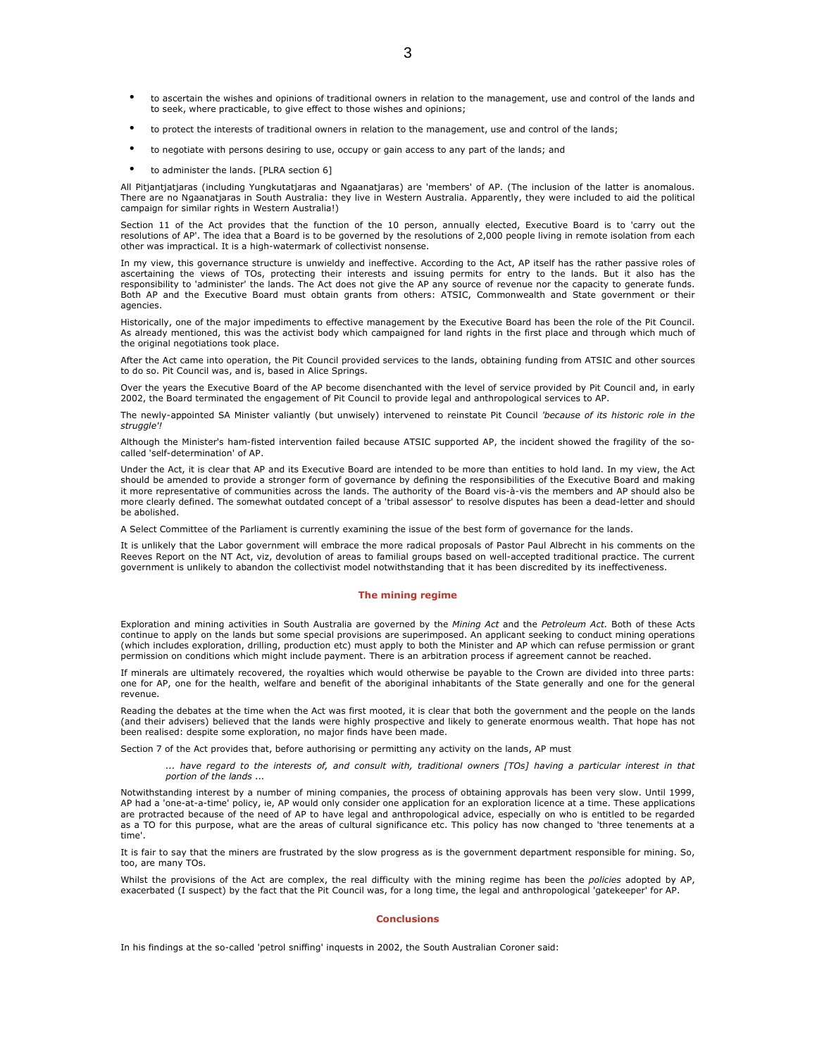- to ascertain the wishes and opinions of traditional owners in relation to the management, use and control of the lands and to seek, where practicable, to give effect to those wishes and opinions;
- to protect the interests of traditional owners in relation to the management, use and control of the lands;
- to negotiate with persons desiring to use, occupy or gain access to any part of the lands; and
- to administer the lands. [PLRA section 6]

All Pitjantjatjaras (including Yungkutatjaras and Ngaanatjaras) are 'members' of AP. (The inclusion of the latter is anomalous. There are no Ngaanatjaras in South Australia: they live in Western Australia. Apparently, they were included to aid the political campaign for similar rights in Western Australia!)

Section 11 of the Act provides that the function of the 10 person, annually elected, Executive Board is to 'carry out the resolutions of AP'. The idea that a Board is to be governed by the resolutions of 2,000 people living in remote isolation from each other was impractical. It is a high-watermark of collectivist nonsense.

In my view, this governance structure is unwieldy and ineffective. According to the Act, AP itself has the rather passive roles of ascertaining the views of TOs, protecting their interests and issuing permits for entry to the lands. But it also has the responsibility to 'administer' the lands. The Act does not give the AP any source of revenue nor the capacity to generate funds. Both AP and the Executive Board must obtain grants from others: ATSIC, Commonwealth and State government or their agencies.

Historically, one of the major impediments to effective management by the Executive Board has been the role of the Pit Council. As already mentioned, this was the activist body which campaigned for land rights in the first place and through which much of the original negotiations took place.

After the Act came into operation, the Pit Council provided services to the lands, obtaining funding from ATSIC and other sources to do so. Pit Council was, and is, based in Alice Springs.

Over the years the Executive Board of the AP become disenchanted with the level of service provided by Pit Council and, in early 2002, the Board terminated the engagement of Pit Council to provide legal and anthropological services to AP.

The newly-appointed SA Minister valiantly (but unwisely) intervened to reinstate Pit Council *'because of its historic role in the struggle'!*

Although the Minister's ham-fisted intervention failed because ATSIC supported AP, the incident showed the fragility of the so-called 'self-determination' of AP.

Under the Act, it is clear that AP and its Executive Board are intended to be more than entities to hold land. In my view, the Act should be amended to provide a stronger form of governance by defining the responsibilities of the Executive Board and making it more representative of communities across the lands. The authority of the Board vis-à-vis the members and AP should also be more clearly defined. The somewhat outdated concept of a 'tribal assessor' to resolve disputes has been a dead-letter and should be abolished.

A Select Committee of the Parliament is currently examining the issue of the best form of governance for the lands.

It is unlikely that the Labor government will embrace the more radical proposals of Pastor Paul Albrecht in his comments on the Reeves Report on the NT Act, viz, devolution of areas to familial groups based on well-accepted traditional practice. The current government is unlikely to abandon the collectivist model notwithstanding that it has been discredited by its ineffectiveness.

## The mining regime

Exploration and mining activities in South Australia are governed by the *Mining Act* and the *Petroleum Act.* Both of these Acts continue to apply on the lands but some special provisions are superimposed. An applicant seeking to conduct mining operations (which includes exploration, drilling, production etc) must apply to both the Minister and AP which can refuse permission or grant permission on conditions which might include payment. There is an arbitration process if agreement cannot be reached.

If minerals are ultimately recovered, the royalties which would otherwise be payable to the Crown are divided into three parts: one for AP, one for the health, welfare and benefit of the aboriginal inhabitants of the State generally and one for the general revenue.

Reading the debates at the time when the Act was first mooted, it is clear that both the government and the people on the lands (and their advisers) believed that the lands were highly prospective and likely to generate enormous wealth. That hope has not been realised: despite some exploration, no major finds have been made.

Section 7 of the Act provides that, before authorising or permitting any activity on the lands, AP must

> *... have regard to the interests of, and consult with, traditional owners [TOs] having a particular interest in that portion of the lands ...*

Notwithstanding interest by a number of mining companies, the process of obtaining approvals has been very slow. Until 1999, AP had a 'one-at-a-time' policy, ie, AP would only consider one application for an exploration licence at a time. These applications are protracted because of the need of AP to have legal and anthropological advice, especially on who is entitled to be regarded as a TO for this purpose, what are the areas of cultural significance etc. This policy has now changed to 'three tenements at a time'.

It is fair to say that the miners are frustrated by the slow progress as is the government department responsible for mining. So, too, are many TOs.

Whilst the provisions of the Act are complex, the real difficulty with the mining regime has been the *policies* adopted by AP, exacerbated (I suspect) by the fact that the Pit Council was, for a long time, the legal and anthropological 'gatekeeper' for AP.

## Conclusions

In his findings at the so-called 'petrol sniffing' inquests in 2002, the South Australian Coroner said: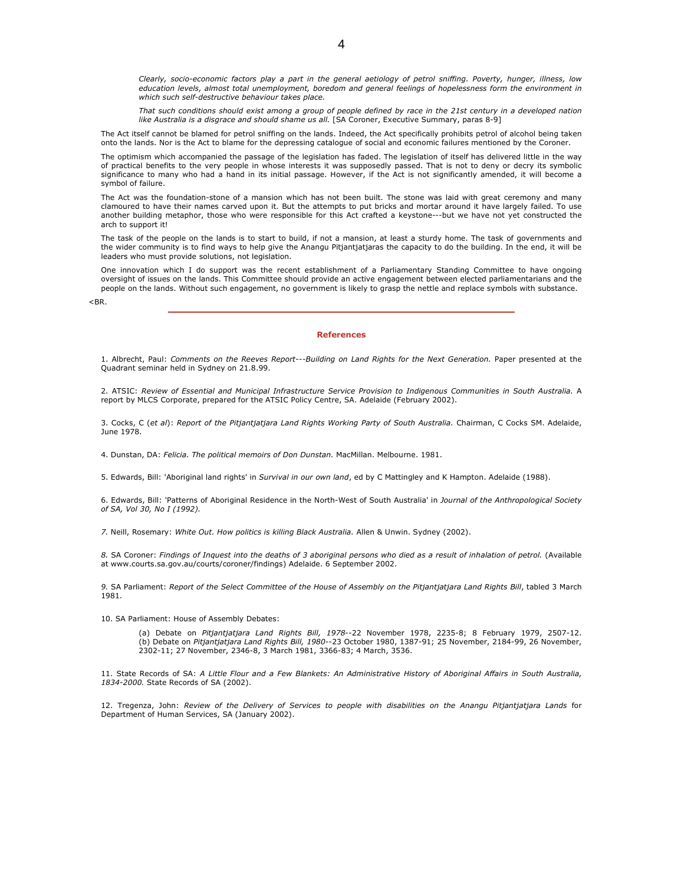> *Clearly, socio-economic factors play a part in the general aetiology of petrol sniffing. Poverty, hunger, illness, low education levels, almost total unemployment, boredom and general feelings of hopelessness form the environment in which such self-destructive behaviour takes place.*
>
> *That such conditions should exist among a group of people defined by race in the 21st century in a developed nation like Australia is a disgrace and should shame us all.* [SA Coroner, Executive Summary, paras 8-9]

The Act itself cannot be blamed for petrol sniffing on the lands. Indeed, the Act specifically prohibits petrol of alcohol being taken onto the lands. Nor is the Act to blame for the depressing catalogue of social and economic failures mentioned by the Coroner.

The optimism which accompanied the passage of the legislation has faded. The legislation of itself has delivered little in the way of practical benefits to the very people in whose interests it was supposedly passed. That is not to deny or decry its symbolic significance to many who had a hand in its initial passage. However, if the Act is not significantly amended, it will become a symbol of failure.

The Act was the foundation-stone of a mansion which has not been built. The stone was laid with great ceremony and many clamoured to have their names carved upon it. But the attempts to put bricks and mortar around it have largely failed. To use another building metaphor, those who were responsible for this Act crafted a keystone---but we have not yet constructed the arch to support it!

The task of the people on the lands is to start to build, if not a mansion, at least a sturdy home. The task of governments and the wider community is to find ways to help give the Anangu Pitjantjatjaras the capacity to do the building. In the end, it will be leaders who must provide solutions, not legislation.

One innovation which I do support was the recent establishment of a Parliamentary Standing Committee to have ongoing oversight of issues on the lands. This Committee should provide an active engagement between elected parliamentarians and the people on the lands. Without such engagement, no government is likely to grasp the nettle and replace symbols with substance.

<BR.

---

## References

1. Albrecht, Paul: *Comments on the Reeves Report---Building on Land Rights for the Next Generation.* Paper presented at the Quadrant seminar held in Sydney on 21.8.99.

2. ATSIC: *Review of Essential and Municipal Infrastructure Service Provision to Indigenous Communities in South Australia.* A report by MLCS Corporate, prepared for the ATSIC Policy Centre, SA. Adelaide (February 2002).

3. Cocks, C (*et al*): *Report of the Pitjantjatjara Land Rights Working Party of South Australia.* Chairman, C Cocks SM. Adelaide, June 1978.

4. Dunstan, DA: *Felicia. The political memoirs of Don Dunstan.* MacMillan. Melbourne. 1981.

5. Edwards, Bill: 'Aboriginal land rights' in *Survival in our own land*, ed by C Mattingley and K Hampton. Adelaide (1988).

6. Edwards, Bill: 'Patterns of Aboriginal Residence in the North-West of South Australia' in *Journal of the Anthropological Society of SA, Vol 30, No I (1992).*

*7.* Neill, Rosemary: *White Out. How politics is killing Black Australia.* Allen & Unwin. Sydney (2002).

*8.* SA Coroner: *Findings of Inquest into the deaths of 3 aboriginal persons who died as a result of inhalation of petrol.* (Available at www.courts.sa.gov.au/courts/coroner/findings) Adelaide. 6 September 2002.

*9.* SA Parliament: *Report of the Select Committee of the House of Assembly on the Pitjantjatjara Land Rights Bill*, tabled 3 March 1981.

10. SA Parliament: House of Assembly Debates:

   (a) Debate on *Pitjantjatjara Land Rights Bill, 1978*--22 November 1978, 2235-8; 8 February 1979, 2507-12.
   (b) Debate on *Pitjantjatjara Land Rights Bill, 1980*--23 October 1980, 1387-91; 25 November, 2184-99, 26 November, 2302-11; 27 November, 2346-8, 3 March 1981, 3366-83; 4 March, 3536.

11. State Records of SA: *A Little Flour and a Few Blankets: An Administrative History of Aboriginal Affairs in South Australia, 1834-2000.* State Records of SA (2002).

12. Tregenza, John: *Review of the Delivery of Services to people with disabilities on the Anangu Pitjantjatjara Lands* for Department of Human Services, SA (January 2002).